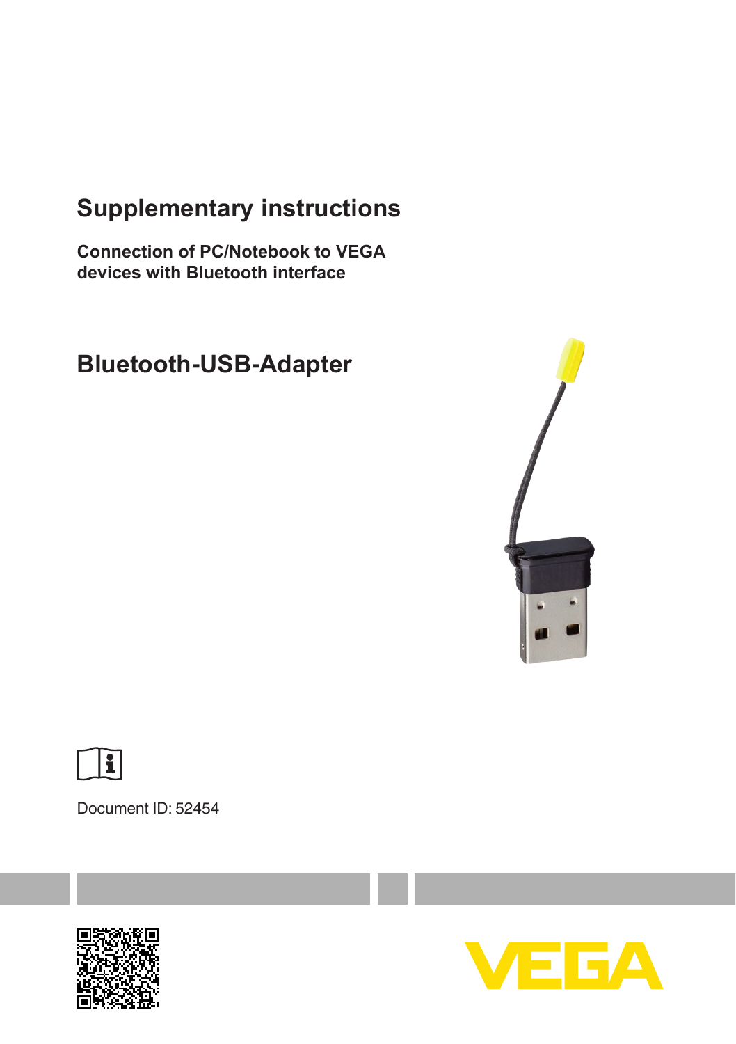# Supplementary instructions

**Connection of PC/Notebook to VEGA devices with Bluetooth interface**

## Bluetooth-USB-Adapter

Document ID: 52454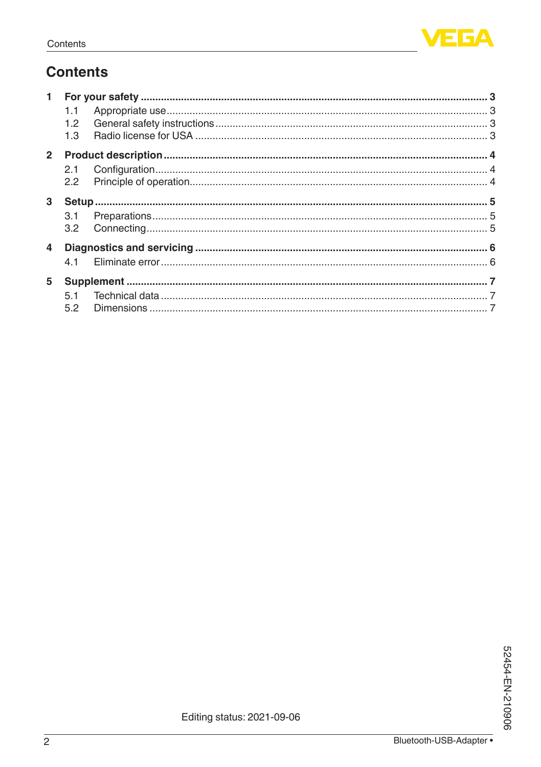# Contents

**1 For your safety** ... **3**

- 1.1 Appropriate use ... 3
- 1.2 General safety instructions ... 3
- 1.3 Radio license for USA ... 3

**2 Product description** ... **4**

- 2.1 Configuration ... 4
- 2.2 Principle of operation ... 4

**3 Setup** ... **5**

- 3.1 Preparations ... 5
- 3.2 Connecting ... 5

**4 Diagnostics and servicing** ... **6**

- 4.1 Eliminate error ... 6

**5 Supplement** ... **7**

- 5.1 Technical data ... 7
- 5.2 Dimensions ... 7

Editing status: 2021-09-06

52454-EN-210906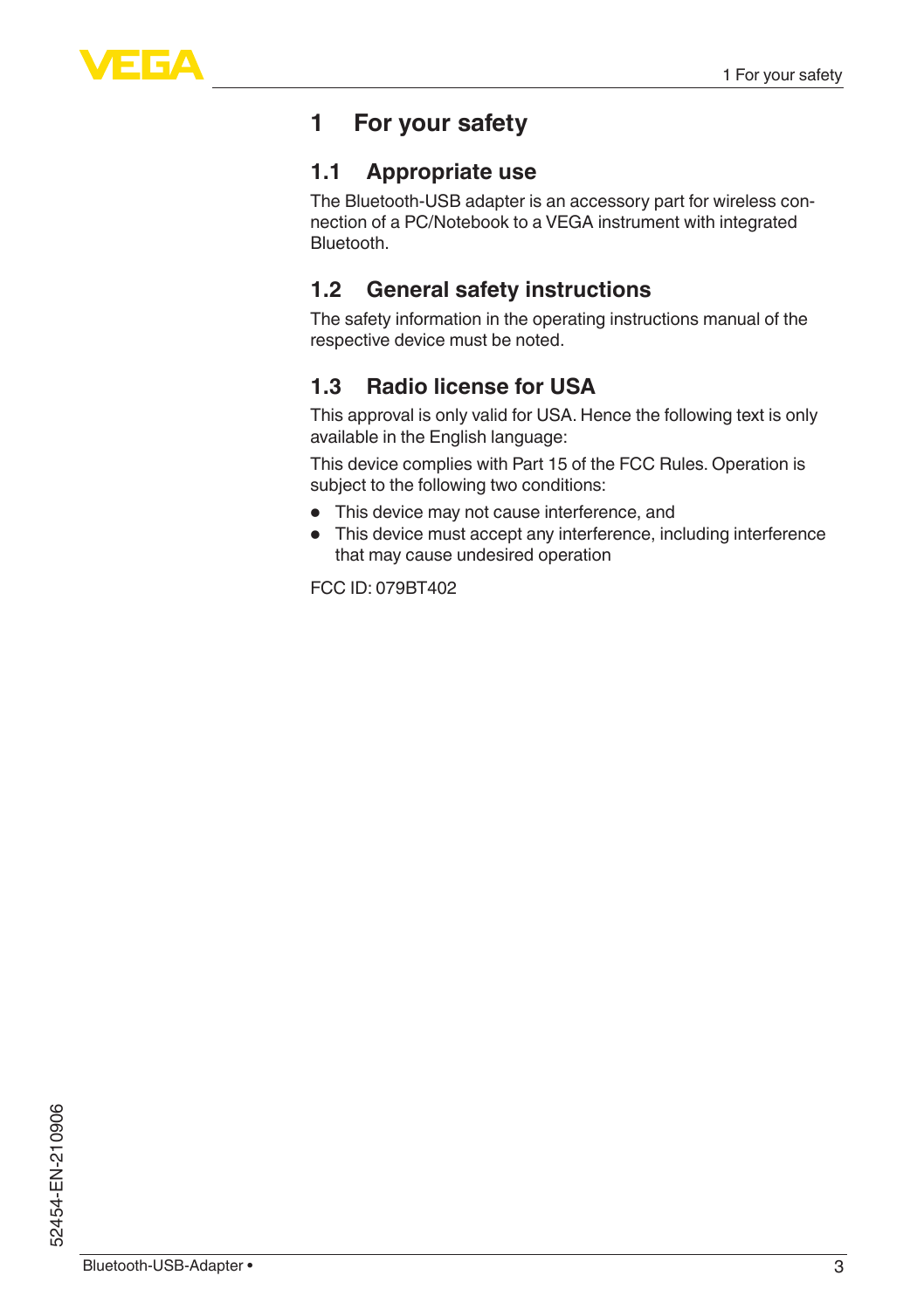# 1 For your safety

## 1.1 Appropriate use

The Bluetooth-USB adapter is an accessory part for wireless connection of a PC/Notebook to a VEGA instrument with integrated Bluetooth.

## 1.2 General safety instructions

The safety information in the operating instructions manual of the respective device must be noted.

## 1.3 Radio license for USA

This approval is only valid for USA. Hence the following text is only available in the English language:

This device complies with Part 15 of the FCC Rules. Operation is subject to the following two conditions:

- This device may not cause interference, and
- This device must accept any interference, including interference that may cause undesired operation

FCC ID: 079BT402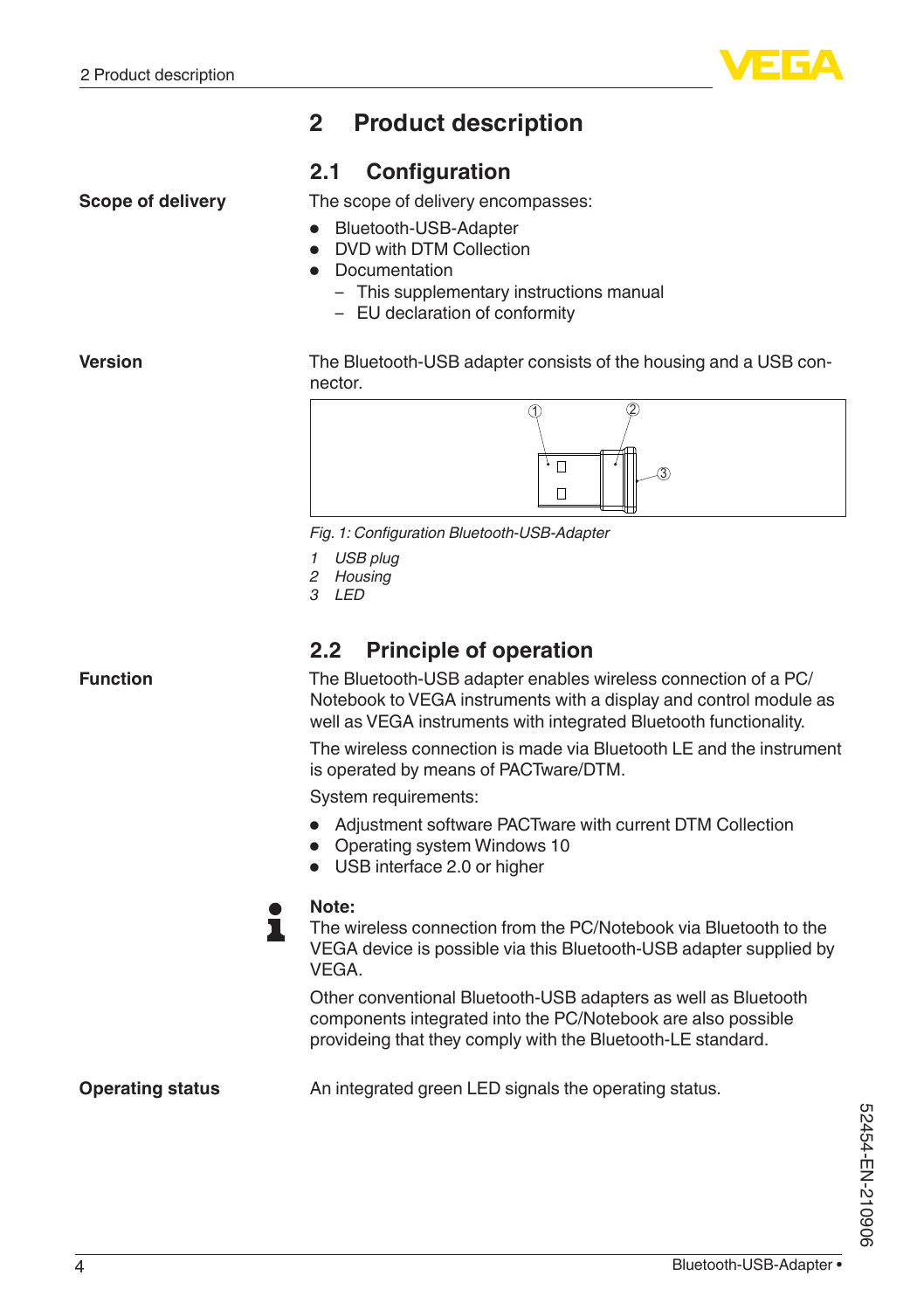# 2 Product description

## 2.1 Configuration

**Scope of delivery**

The scope of delivery encompasses:

- Bluetooth-USB-Adapter
- DVD with DTM Collection
- Documentation
  - This supplementary instructions manual
  - EU declaration of conformity

**Version**

The Bluetooth-USB adapter consists of the housing and a USB connector.

*Fig. 1: Configuration Bluetooth-USB-Adapter*

1. *USB plug*
2. *Housing*
3. *LED*

## 2.2 Principle of operation

**Function**

The Bluetooth-USB adapter enables wireless connection of a PC/Notebook to VEGA instruments with a display and control module as well as VEGA instruments with integrated Bluetooth functionality.

The wireless connection is made via Bluetooth LE and the instrument is operated by means of PACTware/DTM.

System requirements:

- Adjustment software PACTware with current DTM Collection
- Operating system Windows 10
- USB interface 2.0 or higher

**Note:**
The wireless connection from the PC/Notebook via Bluetooth to the VEGA device is possible via this Bluetooth-USB adapter supplied by VEGA.

Other conventional Bluetooth-USB adapters as well as Bluetooth components integrated into the PC/Notebook are also possible provideing that they comply with the Bluetooth-LE standard.

**Operating status**

An integrated green LED signals the operating status.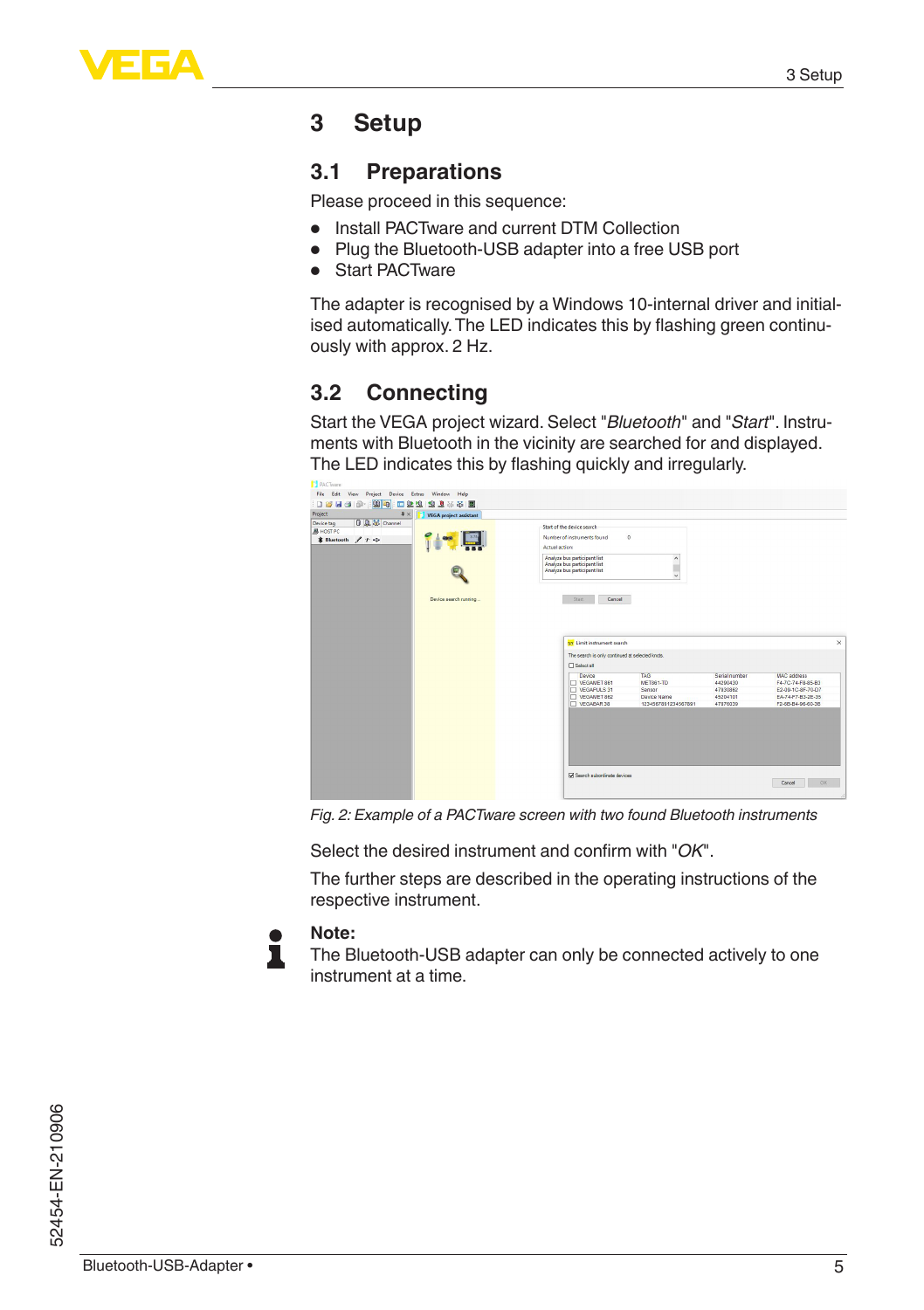# 3 Setup

## 3.1 Preparations

Please proceed in this sequence:

- Install PACTware and current DTM Collection
- Plug the Bluetooth-USB adapter into a free USB port
- Start PACTware

The adapter is recognised by a Windows 10-internal driver and initialised automatically. The LED indicates this by flashing green continuously with approx. 2 Hz.

## 3.2 Connecting

Start the VEGA project wizard. Select "*Bluetooth*" and "*Start*". Instruments with Bluetooth in the vicinity are searched for and displayed. The LED indicates this by flashing quickly and irregularly.

*Fig. 2: Example of a PACTware screen with two found Bluetooth instruments*

Select the desired instrument and confirm with "*OK*".

The further steps are described in the operating instructions of the respective instrument.

**Note:**
The Bluetooth-USB adapter can only be connected actively to one instrument at a time.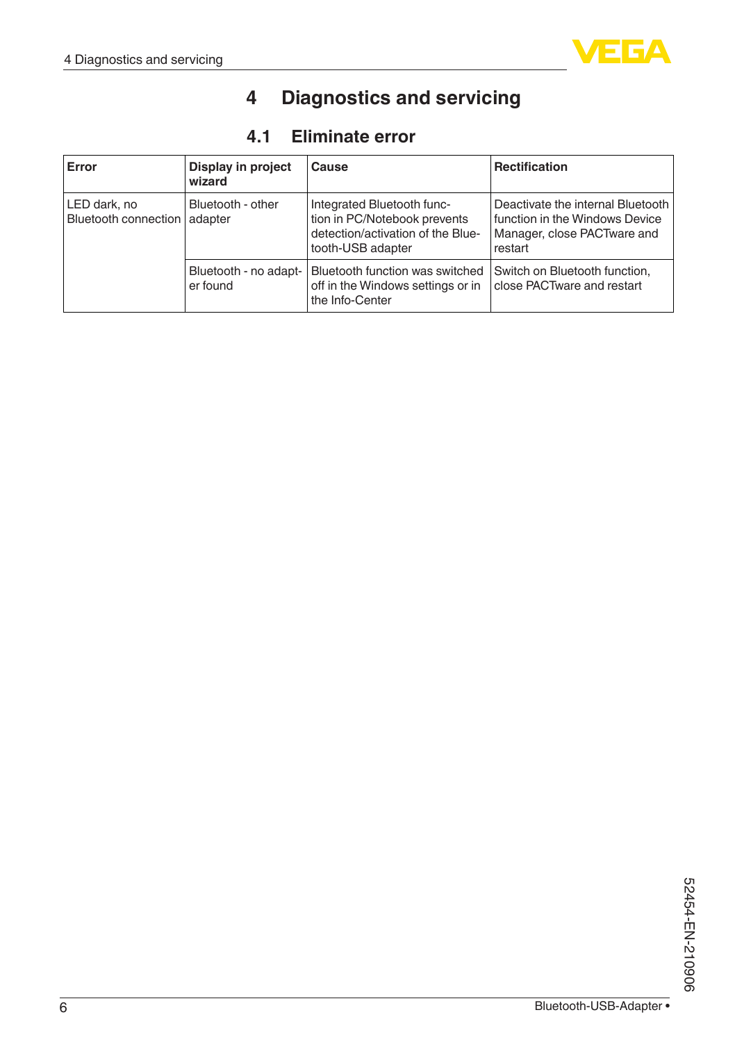# 4 Diagnostics and servicing

## 4.1 Eliminate error

| Error | Display in project wizard | Cause | Rectification |
|---|---|---|---|
| LED dark, no Bluetooth connection | Bluetooth - other adapter | Integrated Bluetooth function in PC/Notebook prevents detection/activation of the Bluetooth-USB adapter | Deactivate the internal Bluetooth function in the Windows Device Manager, close PACTware and restart |
| | Bluetooth - no adapter found | Bluetooth function was switched off in the Windows settings or in the Info-Center | Switch on Bluetooth function, close PACTware and restart |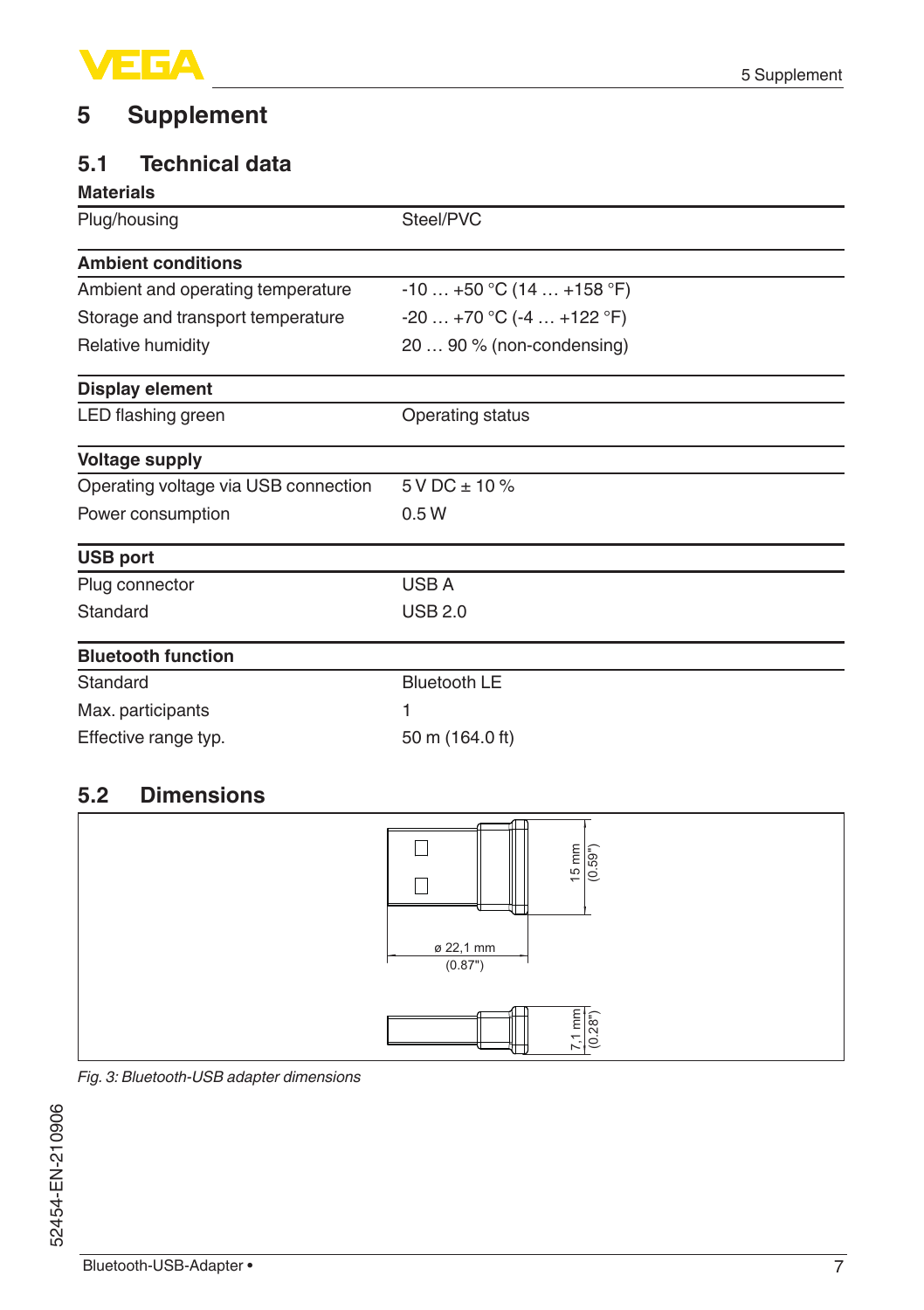# 5 Supplement

## 5.1 Technical data

**Materials**

| | |
|---|---|
| Plug/housing | Steel/PVC |

**Ambient conditions**

| | |
|---|---|
| Ambient and operating temperature | -10 … +50 °C (14 … +158 °F) |
| Storage and transport temperature | -20 … +70 °C (-4 … +122 °F) |
| Relative humidity | 20 … 90 % (non-condensing) |

**Display element**

| | |
|---|---|
| LED flashing green | Operating status |

**Voltage supply**

| | |
|---|---|
| Operating voltage via USB connection | 5 V DC ± 10 % |
| Power consumption | 0.5 W |

**USB port**

| | |
|---|---|
| Plug connector | USB A |
| Standard | USB 2.0 |

**Bluetooth function**

| | |
|---|---|
| Standard | Bluetooth LE |
| Max. participants | 1 |
| Effective range typ. | 50 m (164.0 ft) |

## 5.2 Dimensions

15 mm (0.59")

ø 22,1 mm (0.87")

7,1 mm (0.28")

*Fig. 3: Bluetooth-USB adapter dimensions*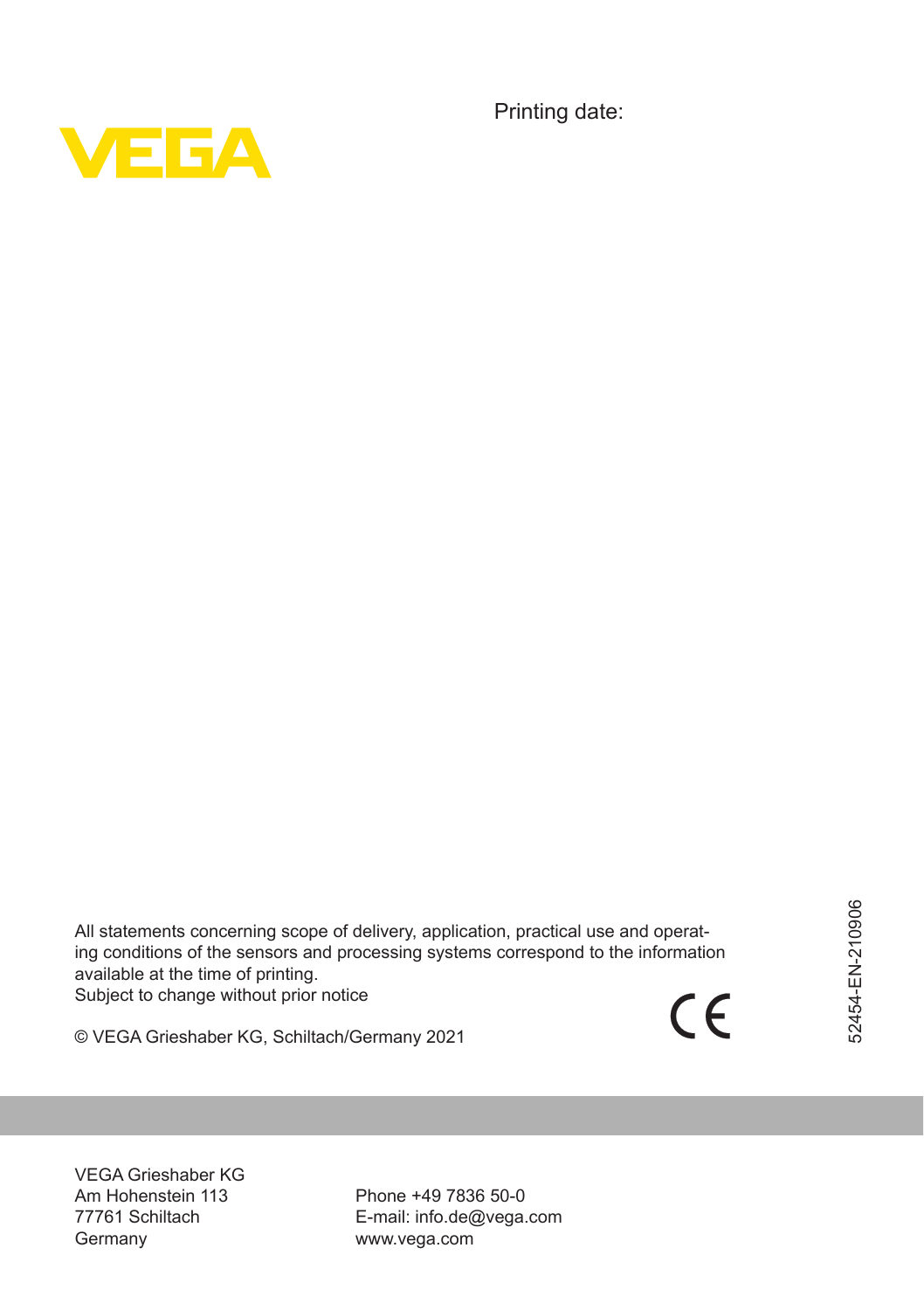Printing date:

VEGA

All statements concerning scope of delivery, application, practical use and operating conditions of the sensors and processing systems correspond to the information available at the time of printing.
Subject to change without prior notice

© VEGA Grieshaber KG, Schiltach/Germany 2021

52454-EN-210906

VEGA Grieshaber KG
Am Hohenstein 113
77761 Schiltach
Germany

Phone +49 7836 50-0
E-mail: info.de@vega.com
www.vega.com